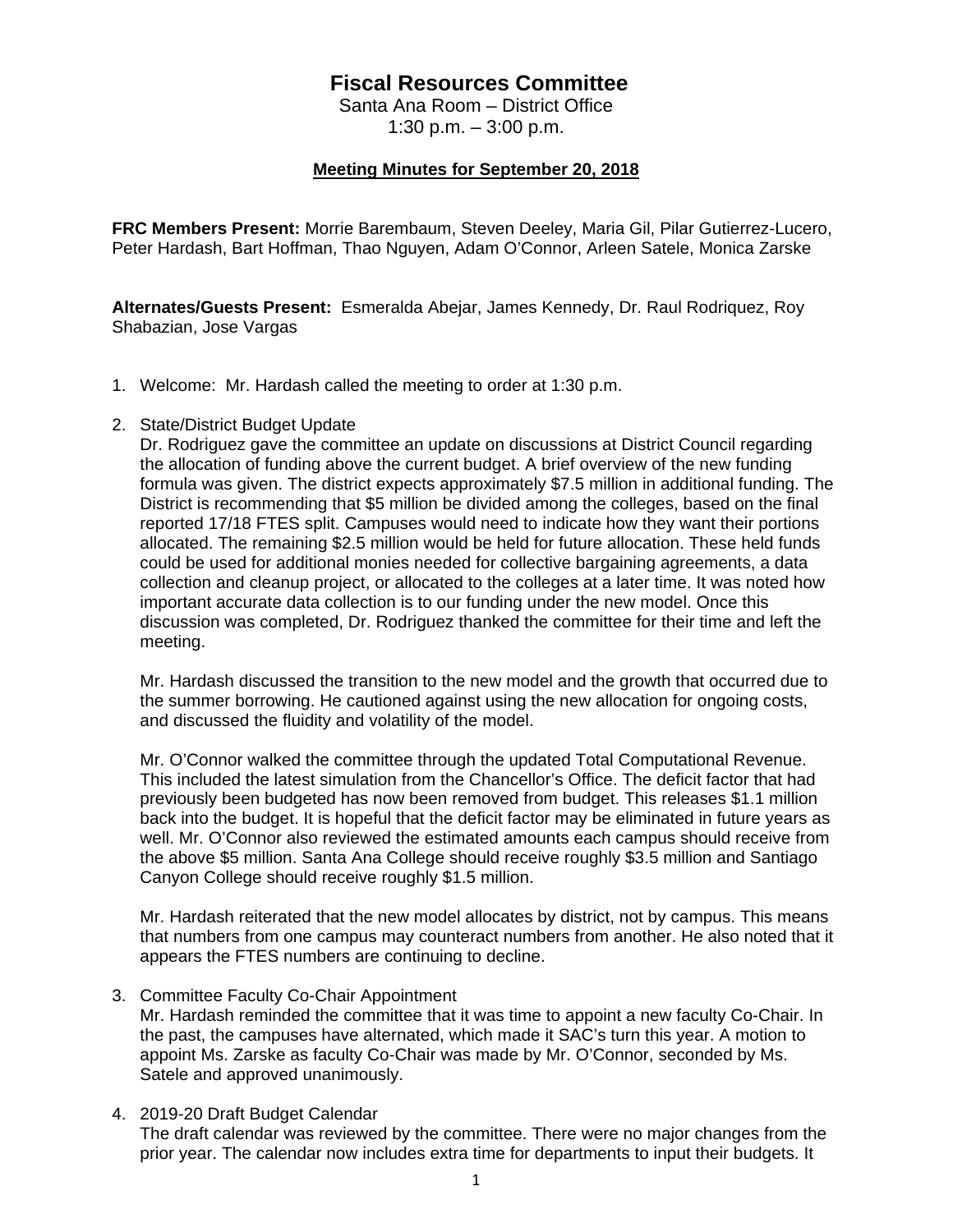# Fiscal Resources Committee

Santa Ana Room – District Office
1:30 p.m. – 3:00 p.m.

**Meeting Minutes for September 20, 2018**

**FRC Members Present:** Morrie Barembaum, Steven Deeley, Maria Gil, Pilar Gutierrez-Lucero, Peter Hardash, Bart Hoffman, Thao Nguyen, Adam O'Connor, Arleen Satele, Monica Zarske

**Alternates/Guests Present:** Esmeralda Abejar, James Kennedy, Dr. Raul Rodriquez, Roy Shabazian, Jose Vargas

1. Welcome: Mr. Hardash called the meeting to order at 1:30 p.m.

2. State/District Budget Update
   Dr. Rodriguez gave the committee an update on discussions at District Council regarding the allocation of funding above the current budget. A brief overview of the new funding formula was given. The district expects approximately $7.5 million in additional funding. The District is recommending that $5 million be divided among the colleges, based on the final reported 17/18 FTES split. Campuses would need to indicate how they want their portions allocated. The remaining $2.5 million would be held for future allocation. These held funds could be used for additional monies needed for collective bargaining agreements, a data collection and cleanup project, or allocated to the colleges at a later time. It was noted how important accurate data collection is to our funding under the new model. Once this discussion was completed, Dr. Rodriguez thanked the committee for their time and left the meeting.

   Mr. Hardash discussed the transition to the new model and the growth that occurred due to the summer borrowing. He cautioned against using the new allocation for ongoing costs, and discussed the fluidity and volatility of the model.

   Mr. O'Connor walked the committee through the updated Total Computational Revenue. This included the latest simulation from the Chancellor's Office. The deficit factor that had previously been budgeted has now been removed from budget. This releases $1.1 million back into the budget. It is hopeful that the deficit factor may be eliminated in future years as well. Mr. O'Connor also reviewed the estimated amounts each campus should receive from the above $5 million. Santa Ana College should receive roughly $3.5 million and Santiago Canyon College should receive roughly $1.5 million.

   Mr. Hardash reiterated that the new model allocates by district, not by campus. This means that numbers from one campus may counteract numbers from another. He also noted that it appears the FTES numbers are continuing to decline.

3. Committee Faculty Co-Chair Appointment
   Mr. Hardash reminded the committee that it was time to appoint a new faculty Co-Chair. In the past, the campuses have alternated, which made it SAC's turn this year. A motion to appoint Ms. Zarske as faculty Co-Chair was made by Mr. O'Connor, seconded by Ms. Satele and approved unanimously.

4. 2019-20 Draft Budget Calendar
   The draft calendar was reviewed by the committee. There were no major changes from the prior year. The calendar now includes extra time for departments to input their budgets. It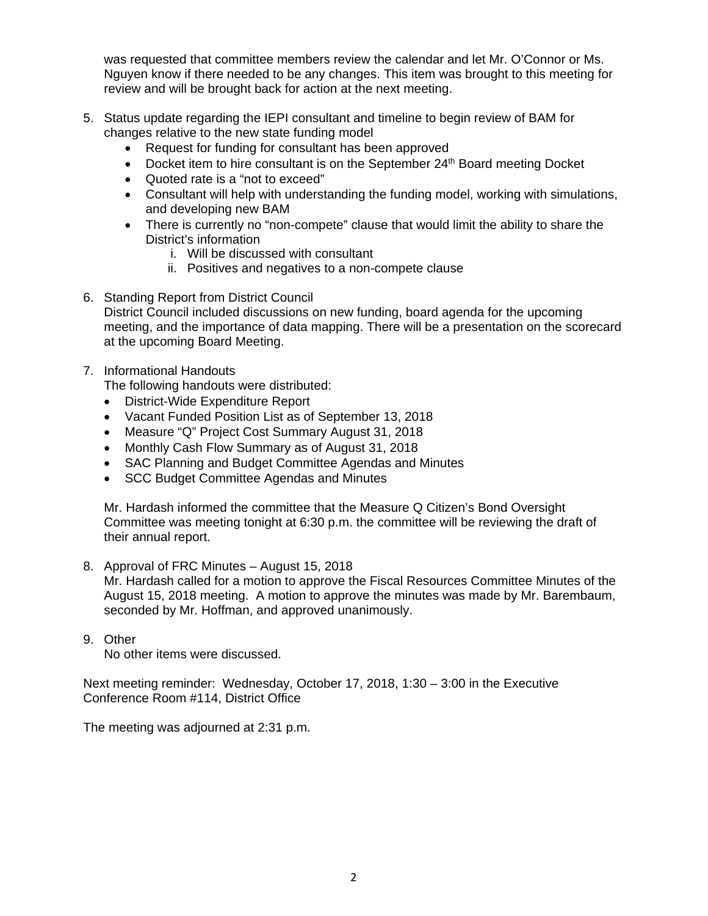was requested that committee members review the calendar and let Mr. O'Connor or Ms. Nguyen know if there needed to be any changes. This item was brought to this meeting for review and will be brought back for action at the next meeting.

5. Status update regarding the IEPI consultant and timeline to begin review of BAM for changes relative to the new state funding model
   - Request for funding for consultant has been approved
   - Docket item to hire consultant is on the September 24th Board meeting Docket
   - Quoted rate is a "not to exceed"
   - Consultant will help with understanding the funding model, working with simulations, and developing new BAM
   - There is currently no "non-compete" clause that would limit the ability to share the District's information
     1. Will be discussed with consultant
     2. Positives and negatives to a non-compete clause

6. Standing Report from District Council
   District Council included discussions on new funding, board agenda for the upcoming meeting, and the importance of data mapping. There will be a presentation on the scorecard at the upcoming Board Meeting.

7. Informational Handouts
   The following handouts were distributed:
   - District-Wide Expenditure Report
   - Vacant Funded Position List as of September 13, 2018
   - Measure "Q" Project Cost Summary August 31, 2018
   - Monthly Cash Flow Summary as of August 31, 2018
   - SAC Planning and Budget Committee Agendas and Minutes
   - SCC Budget Committee Agendas and Minutes

   Mr. Hardash informed the committee that the Measure Q Citizen's Bond Oversight Committee was meeting tonight at 6:30 p.m. the committee will be reviewing the draft of their annual report.

8. Approval of FRC Minutes – August 15, 2018
   Mr. Hardash called for a motion to approve the Fiscal Resources Committee Minutes of the August 15, 2018 meeting. A motion to approve the minutes was made by Mr. Barembaum, seconded by Mr. Hoffman, and approved unanimously.

9. Other
   No other items were discussed.

Next meeting reminder: Wednesday, October 17, 2018, 1:30 – 3:00 in the Executive Conference Room #114, District Office

The meeting was adjourned at 2:31 p.m.